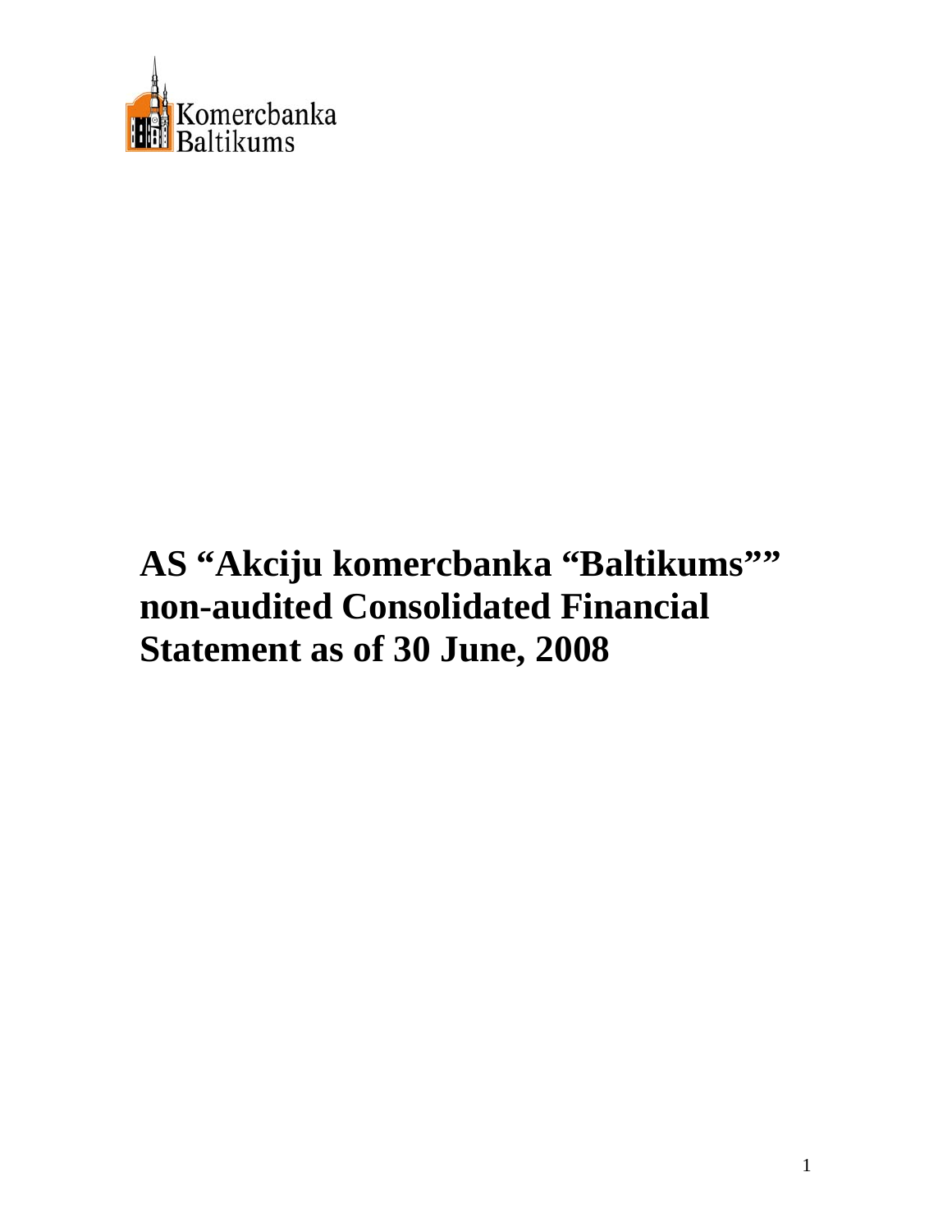Komercbanka Baltikums

# AS “Akciju komercbanka “Baltikums”” non-audited Consolidated Financial Statement as of 30 June, 2008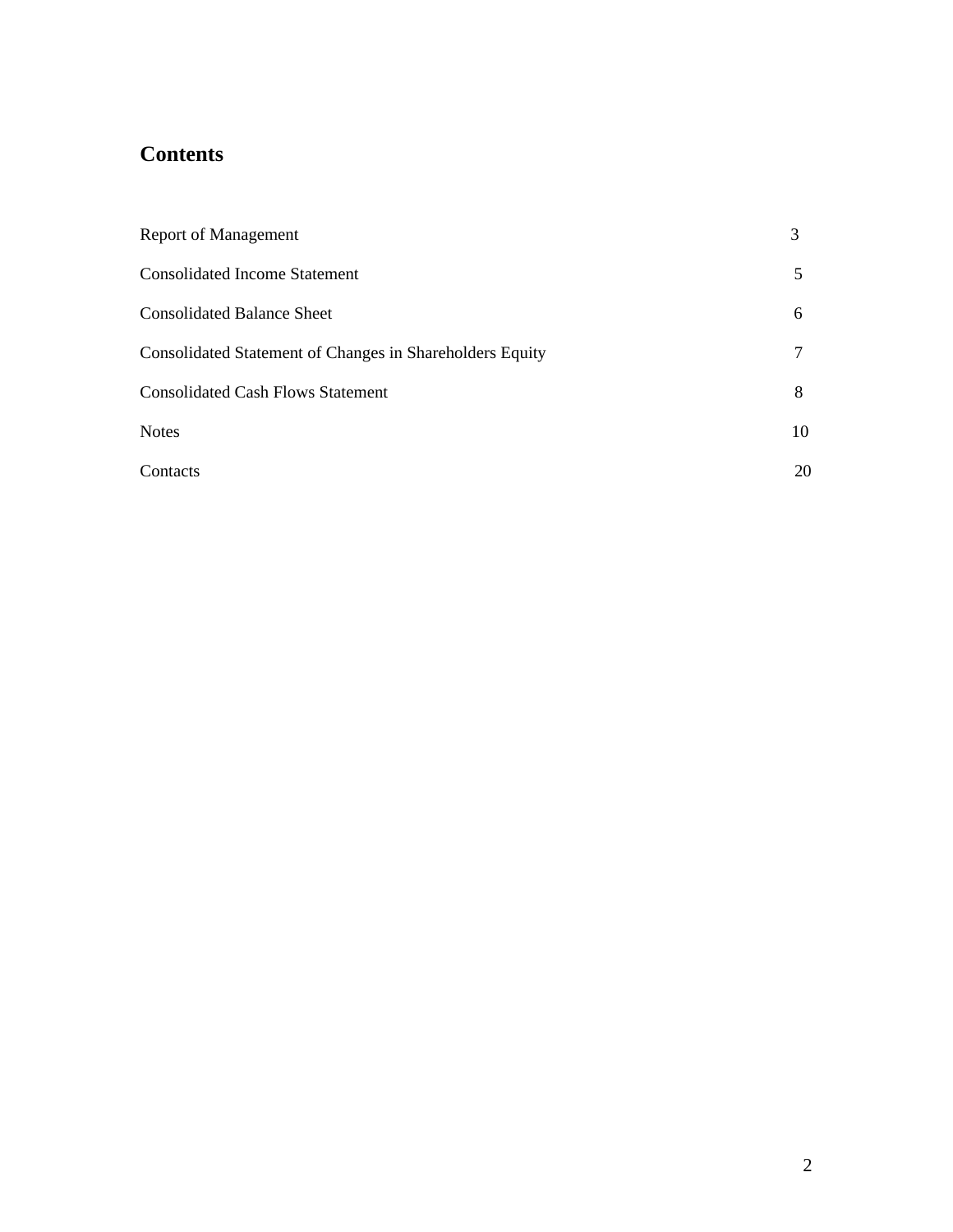## Contents

| | |
|---|---|
| Report of Management | 3 |
| Consolidated Income Statement | 5 |
| Consolidated Balance Sheet | 6 |
| Consolidated Statement of Changes in Shareholders Equity | 7 |
| Consolidated Cash Flows Statement | 8 |
| Notes | 10 |
| Contacts | 20 |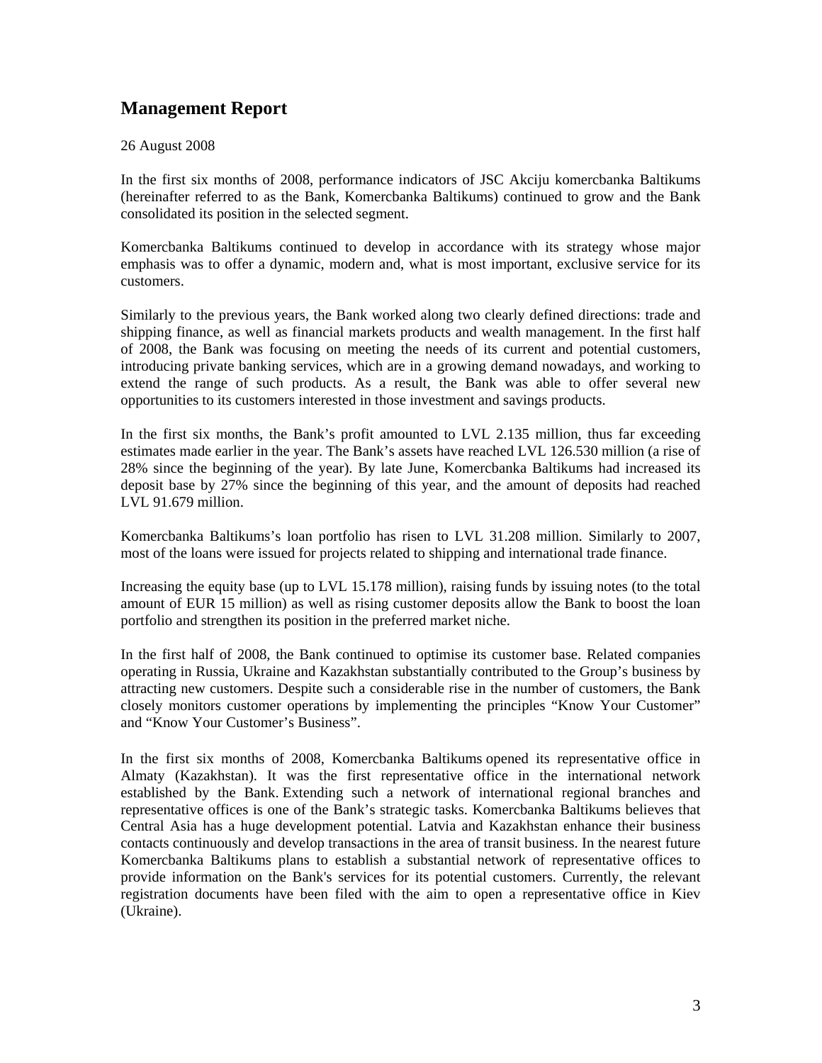# Management Report

26 August 2008

In the first six months of 2008, performance indicators of JSC Akciju komercbanka Baltikums (hereinafter referred to as the Bank, Komercbanka Baltikums) continued to grow and the Bank consolidated its position in the selected segment.

Komercbanka Baltikums continued to develop in accordance with its strategy whose major emphasis was to offer a dynamic, modern and, what is most important, exclusive service for its customers.

Similarly to the previous years, the Bank worked along two clearly defined directions: trade and shipping finance, as well as financial markets products and wealth management. In the first half of 2008, the Bank was focusing on meeting the needs of its current and potential customers, introducing private banking services, which are in a growing demand nowadays, and working to extend the range of such products. As a result, the Bank was able to offer several new opportunities to its customers interested in those investment and savings products.

In the first six months, the Bank's profit amounted to LVL 2.135 million, thus far exceeding estimates made earlier in the year. The Bank's assets have reached LVL 126.530 million (a rise of 28% since the beginning of the year). By late June, Komercbanka Baltikums had increased its deposit base by 27% since the beginning of this year, and the amount of deposits had reached LVL 91.679 million.

Komercbanka Baltikums's loan portfolio has risen to LVL 31.208 million. Similarly to 2007, most of the loans were issued for projects related to shipping and international trade finance.

Increasing the equity base (up to LVL 15.178 million), raising funds by issuing notes (to the total amount of EUR 15 million) as well as rising customer deposits allow the Bank to boost the loan portfolio and strengthen its position in the preferred market niche.

In the first half of 2008, the Bank continued to optimise its customer base. Related companies operating in Russia, Ukraine and Kazakhstan substantially contributed to the Group's business by attracting new customers. Despite such a considerable rise in the number of customers, the Bank closely monitors customer operations by implementing the principles "Know Your Customer" and "Know Your Customer's Business".

In the first six months of 2008, Komercbanka Baltikums opened its representative office in Almaty (Kazakhstan). It was the first representative office in the international network established by the Bank. Extending such a network of international regional branches and representative offices is one of the Bank's strategic tasks. Komercbanka Baltikums believes that Central Asia has a huge development potential. Latvia and Kazakhstan enhance their business contacts continuously and develop transactions in the area of transit business. In the nearest future Komercbanka Baltikums plans to establish a substantial network of representative offices to provide information on the Bank's services for its potential customers. Currently, the relevant registration documents have been filed with the aim to open a representative office in Kiev (Ukraine).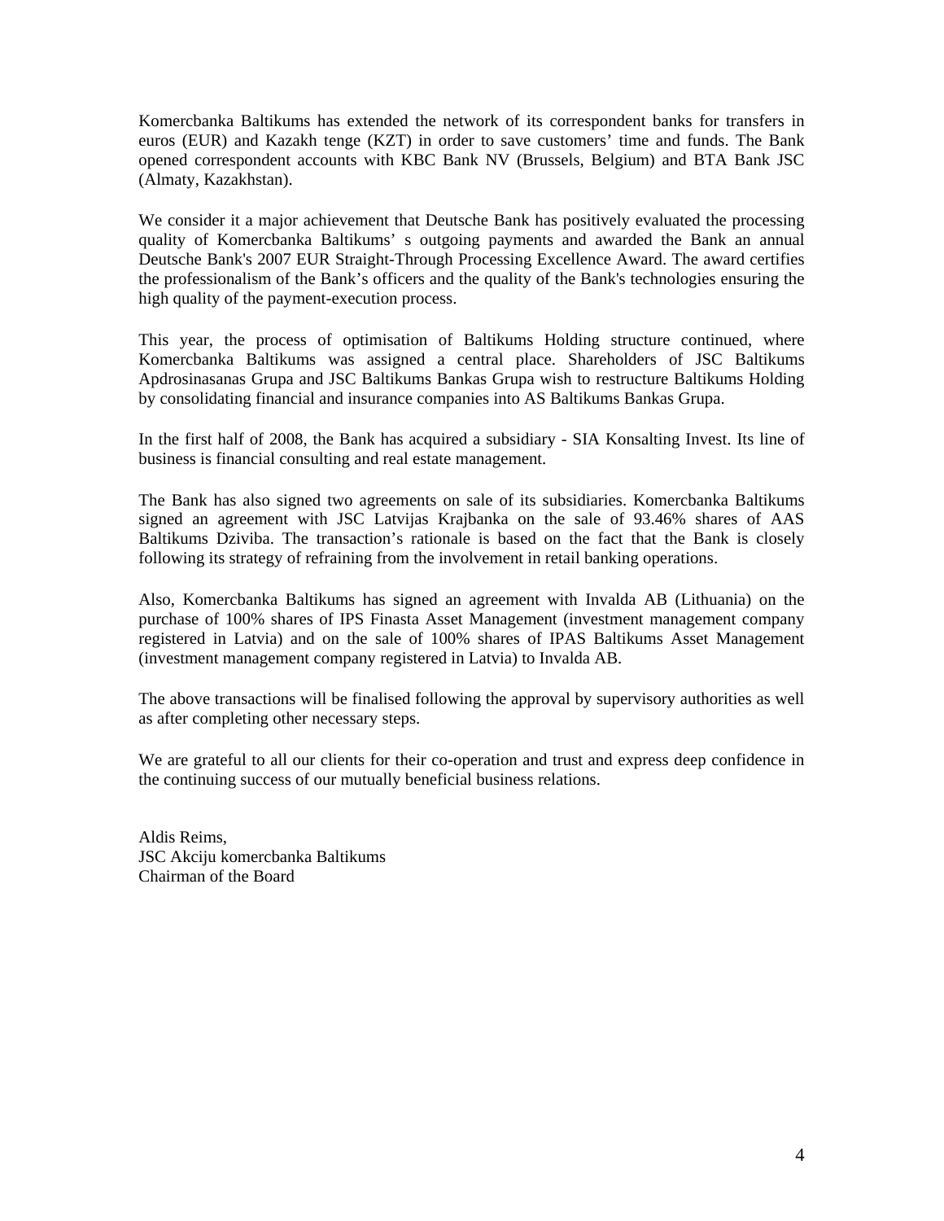Komercbanka Baltikums has extended the network of its correspondent banks for transfers in euros (EUR) and Kazakh tenge (KZT) in order to save customers' time and funds. The Bank opened correspondent accounts with KBC Bank NV (Brussels, Belgium) and BTA Bank JSC (Almaty, Kazakhstan).

We consider it a major achievement that Deutsche Bank has positively evaluated the processing quality of Komercbanka Baltikums' s outgoing payments and awarded the Bank an annual Deutsche Bank's 2007 EUR Straight-Through Processing Excellence Award. The award certifies the professionalism of the Bank's officers and the quality of the Bank's technologies ensuring the high quality of the payment-execution process.

This year, the process of optimisation of Baltikums Holding structure continued, where Komercbanka Baltikums was assigned a central place. Shareholders of JSC Baltikums Apdrosinasanas Grupa and JSC Baltikums Bankas Grupa wish to restructure Baltikums Holding by consolidating financial and insurance companies into AS Baltikums Bankas Grupa.

In the first half of 2008, the Bank has acquired a subsidiary - SIA Konsalting Invest. Its line of business is financial consulting and real estate management.

The Bank has also signed two agreements on sale of its subsidiaries. Komercbanka Baltikums signed an agreement with JSC Latvijas Krajbanka on the sale of 93.46% shares of AAS Baltikums Dziviba. The transaction's rationale is based on the fact that the Bank is closely following its strategy of refraining from the involvement in retail banking operations.

Also, Komercbanka Baltikums has signed an agreement with Invalda AB (Lithuania) on the purchase of 100% shares of IPS Finasta Asset Management (investment management company registered in Latvia) and on the sale of 100% shares of IPAS Baltikums Asset Management (investment management company registered in Latvia) to Invalda AB.

The above transactions will be finalised following the approval by supervisory authorities as well as after completing other necessary steps.

We are grateful to all our clients for their co-operation and trust and express deep confidence in the continuing success of our mutually beneficial business relations.

Aldis Reims,
JSC Akciju komercbanka Baltikums
Chairman of the Board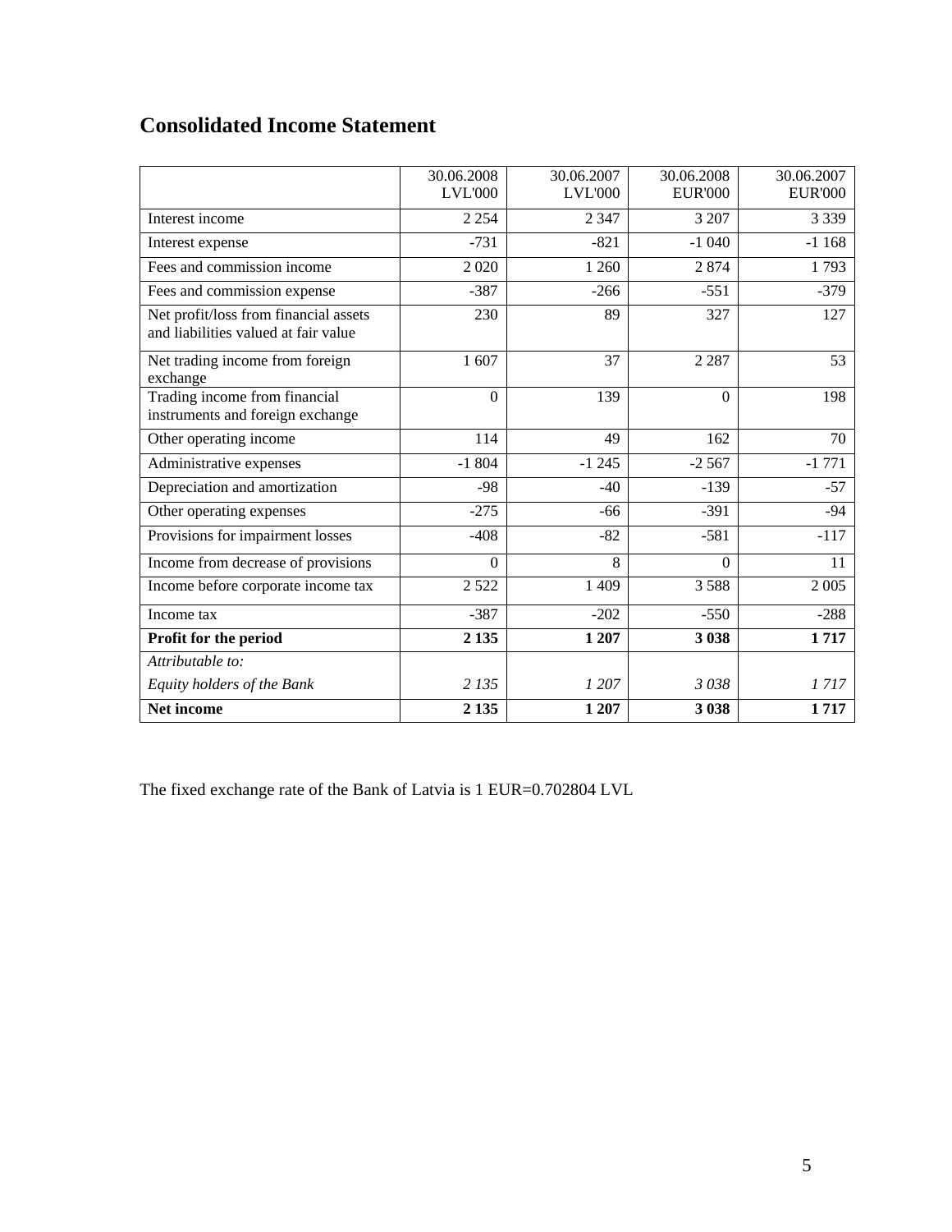# Consolidated Income Statement

| | 30.06.2008 LVL'000 | 30.06.2007 LVL'000 | 30.06.2008 EUR'000 | 30.06.2007 EUR'000 |
|---|---|---|---|---|
| Interest income | 2 254 | 2 347 | 3 207 | 3 339 |
| Interest expense | -731 | -821 | -1 040 | -1 168 |
| Fees and commission income | 2 020 | 1 260 | 2 874 | 1 793 |
| Fees and commission expense | -387 | -266 | -551 | -379 |
| Net profit/loss from financial assets and liabilities valued at fair value | 230 | 89 | 327 | 127 |
| Net trading income from foreign exchange | 1 607 | 37 | 2 287 | 53 |
| Trading income from financial instruments and foreign exchange | 0 | 139 | 0 | 198 |
| Other operating income | 114 | 49 | 162 | 70 |
| Administrative expenses | -1 804 | -1 245 | -2 567 | -1 771 |
| Depreciation and amortization | -98 | -40 | -139 | -57 |
| Other operating expenses | -275 | -66 | -391 | -94 |
| Provisions for impairment losses | -408 | -82 | -581 | -117 |
| Income from decrease of provisions | 0 | 8 | 0 | 11 |
| Income before corporate income tax | 2 522 | 1 409 | 3 588 | 2 005 |
| Income tax | -387 | -202 | -550 | -288 |
| **Profit for the period** | **2 135** | **1 207** | **3 038** | **1 717** |
| *Attributable to:* | | | | |
| *Equity holders of the Bank* | *2 135* | *1 207* | *3 038* | *1 717* |
| **Net income** | **2 135** | **1 207** | **3 038** | **1 717** |

The fixed exchange rate of the Bank of Latvia is 1 EUR=0.702804 LVL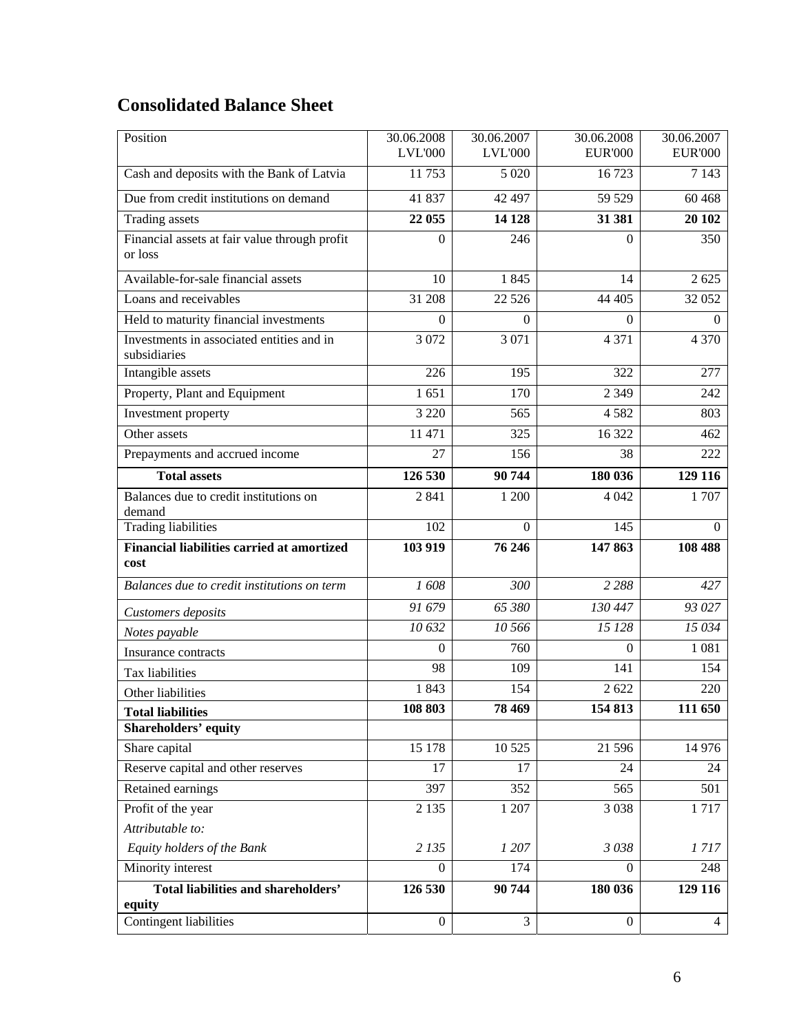## Consolidated Balance Sheet

| Position | 30.06.2008 LVL'000 | 30.06.2007 LVL'000 | 30.06.2008 EUR'000 | 30.06.2007 EUR'000 |
|---|---|---|---|---|
| Cash and deposits with the Bank of Latvia | 11 753 | 5 020 | 16 723 | 7 143 |
| Due from credit institutions on demand | 41 837 | 42 497 | 59 529 | 60 468 |
| Trading assets | **22 055** | **14 128** | **31 381** | **20 102** |
| Financial assets at fair value through profit or loss | 0 | 246 | 0 | 350 |
| Available-for-sale financial assets | 10 | 1 845 | 14 | 2 625 |
| Loans and receivables | 31 208 | 22 526 | 44 405 | 32 052 |
| Held to maturity financial investments | 0 | 0 | 0 | 0 |
| Investments in associated entities and in subsidiaries | 3 072 | 3 071 | 4 371 | 4 370 |
| Intangible assets | 226 | 195 | 322 | 277 |
| Property, Plant and Equipment | 1 651 | 170 | 2 349 | 242 |
| Investment property | 3 220 | 565 | 4 582 | 803 |
| Other assets | 11 471 | 325 | 16 322 | 462 |
| Prepayments and accrued income | 27 | 156 | 38 | 222 |
| **Total assets** | **126 530** | **90 744** | **180 036** | **129 116** |
| Balances due to credit institutions on demand | 2 841 | 1 200 | 4 042 | 1 707 |
| Trading liabilities | 102 | 0 | 145 | 0 |
| **Financial liabilities carried at amortized cost** | **103 919** | **76 246** | **147 863** | **108 488** |
| *Balances due to credit institutions on term* | *1 608* | *300* | *2 288* | *427* |
| *Customers deposits* | *91 679* | *65 380* | *130 447* | *93 027* |
| *Notes payable* | *10 632* | *10 566* | *15 128* | *15 034* |
| Insurance contracts | 0 | 760 | 0 | 1 081 |
| Tax liabilities | 98 | 109 | 141 | 154 |
| Other liabilities | 1 843 | 154 | 2 622 | 220 |
| **Total liabilities** | **108 803** | **78 469** | **154 813** | **111 650** |
| **Shareholders' equity** | | | | |
| Share capital | 15 178 | 10 525 | 21 596 | 14 976 |
| Reserve capital and other reserves | 17 | 17 | 24 | 24 |
| Retained earnings | 397 | 352 | 565 | 501 |
| Profit of the year | 2 135 | 1 207 | 3 038 | 1 717 |
| *Attributable to:* | | | | |
| *Equity holders of the Bank* | *2 135* | *1 207* | *3 038* | *1 717* |
| Minority interest | 0 | 174 | 0 | 248 |
| **Total liabilities and shareholders' equity** | **126 530** | **90 744** | **180 036** | **129 116** |
| Contingent liabilities | 0 | 3 | 0 | 4 |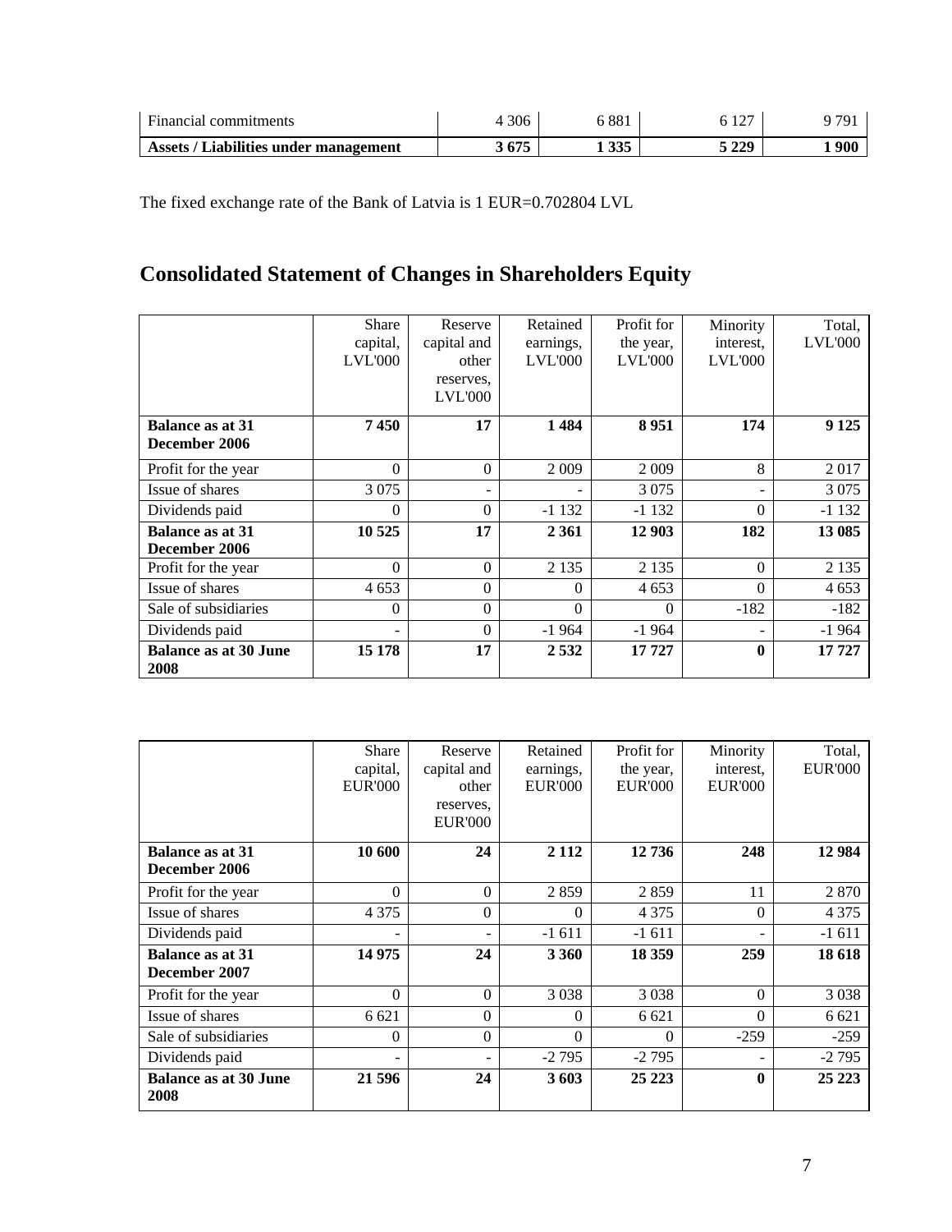| Financial commitments | 4 306 | 6 881 | 6 127 | 9 791 |
|---|---|---|---|---|
| **Assets / Liabilities under management** | **3 675** | **1 335** | **5 229** | **1 900** |

The fixed exchange rate of the Bank of Latvia is 1 EUR=0.702804 LVL

# Consolidated Statement of Changes in Shareholders Equity

| | Share capital, LVL'000 | Reserve capital and other reserves, LVL'000 | Retained earnings, LVL'000 | Profit for the year, LVL'000 | Minority interest, LVL'000 | Total, LVL'000 |
|---|---|---|---|---|---|---|
| **Balance as at 31 December 2006** | **7 450** | **17** | **1 484** | **8 951** | **174** | **9 125** |
| Profit for the year | 0 | 0 | 2 009 | 2 009 | 8 | 2 017 |
| Issue of shares | 3 075 | - | - | 3 075 | - | 3 075 |
| Dividends paid | 0 | 0 | -1 132 | -1 132 | 0 | -1 132 |
| **Balance as at 31 December 2006** | **10 525** | **17** | **2 361** | **12 903** | **182** | **13 085** |
| Profit for the year | 0 | 0 | 2 135 | 2 135 | 0 | 2 135 |
| Issue of shares | 4 653 | 0 | 0 | 4 653 | 0 | 4 653 |
| Sale of subsidiaries | 0 | 0 | 0 | 0 | -182 | -182 |
| Dividends paid | - | 0 | -1 964 | -1 964 | - | -1 964 |
| **Balance as at 30 June 2008** | **15 178** | **17** | **2 532** | **17 727** | **0** | **17 727** |

| | Share capital, EUR'000 | Reserve capital and other reserves, EUR'000 | Retained earnings, EUR'000 | Profit for the year, EUR'000 | Minority interest, EUR'000 | Total, EUR'000 |
|---|---|---|---|---|---|---|
| **Balance as at 31 December 2006** | **10 600** | **24** | **2 112** | **12 736** | **248** | **12 984** |
| Profit for the year | 0 | 0 | 2 859 | 2 859 | 11 | 2 870 |
| Issue of shares | 4 375 | 0 | 0 | 4 375 | 0 | 4 375 |
| Dividends paid | - | - | -1 611 | -1 611 | - | -1 611 |
| **Balance as at 31 December 2007** | **14 975** | **24** | **3 360** | **18 359** | **259** | **18 618** |
| Profit for the year | 0 | 0 | 3 038 | 3 038 | 0 | 3 038 |
| Issue of shares | 6 621 | 0 | 0 | 6 621 | 0 | 6 621 |
| Sale of subsidiaries | 0 | 0 | 0 | 0 | -259 | -259 |
| Dividends paid | - | - | -2 795 | -2 795 | - | -2 795 |
| **Balance as at 30 June 2008** | **21 596** | **24** | **3 603** | **25 223** | **0** | **25 223** |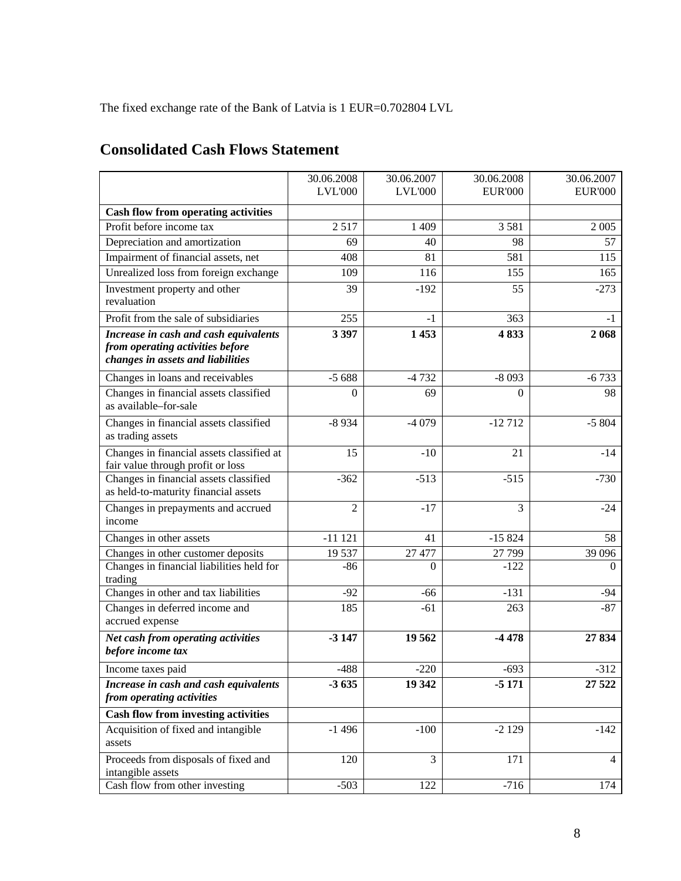The fixed exchange rate of the Bank of Latvia is 1 EUR=0.702804 LVL

## Consolidated Cash Flows Statement

| | 30.06.2008 LVL'000 | 30.06.2007 LVL'000 | 30.06.2008 EUR'000 | 30.06.2007 EUR'000 |
|---|---|---|---|---|
| **Cash flow from operating activities** | | | | |
| Profit before income tax | 2 517 | 1 409 | 3 581 | 2 005 |
| Depreciation and amortization | 69 | 40 | 98 | 57 |
| Impairment of financial assets, net | 408 | 81 | 581 | 115 |
| Unrealized loss from foreign exchange | 109 | 116 | 155 | 165 |
| Investment property and other revaluation | 39 | -192 | 55 | -273 |
| Profit from the sale of subsidiaries | 255 | -1 | 363 | -1 |
| ***Increase in cash and cash equivalents from operating activities before changes in assets and liabilities*** | **3 397** | **1 453** | **4 833** | **2 068** |
| Changes in loans and receivables | -5 688 | -4 732 | -8 093 | -6 733 |
| Changes in financial assets classified as available–for-sale | 0 | 69 | 0 | 98 |
| Changes in financial assets classified as trading assets | -8 934 | -4 079 | -12 712 | -5 804 |
| Changes in financial assets classified at fair value through profit or loss | 15 | -10 | 21 | -14 |
| Changes in financial assets classified as held-to-maturity financial assets | -362 | -513 | -515 | -730 |
| Changes in prepayments and accrued income | 2 | -17 | 3 | -24 |
| Changes in other assets | -11 121 | 41 | -15 824 | 58 |
| Changes in other customer deposits | 19 537 | 27 477 | 27 799 | 39 096 |
| Changes in financial liabilities held for trading | -86 | 0 | -122 | 0 |
| Changes in other and tax liabilities | -92 | -66 | -131 | -94 |
| Changes in deferred income and accrued expense | 185 | -61 | 263 | -87 |
| ***Net cash from operating activities before income tax*** | **-3 147** | **19 562** | **-4 478** | **27 834** |
| Income taxes paid | -488 | -220 | -693 | -312 |
| ***Increase in cash and cash equivalents from operating activities*** | **-3 635** | **19 342** | **-5 171** | **27 522** |
| **Cash flow from investing activities** | | | | |
| Acquisition of fixed and intangible assets | -1 496 | -100 | -2 129 | -142 |
| Proceeds from disposals of fixed and intangible assets | 120 | 3 | 171 | 4 |
| Cash flow from other investing | -503 | 122 | -716 | 174 |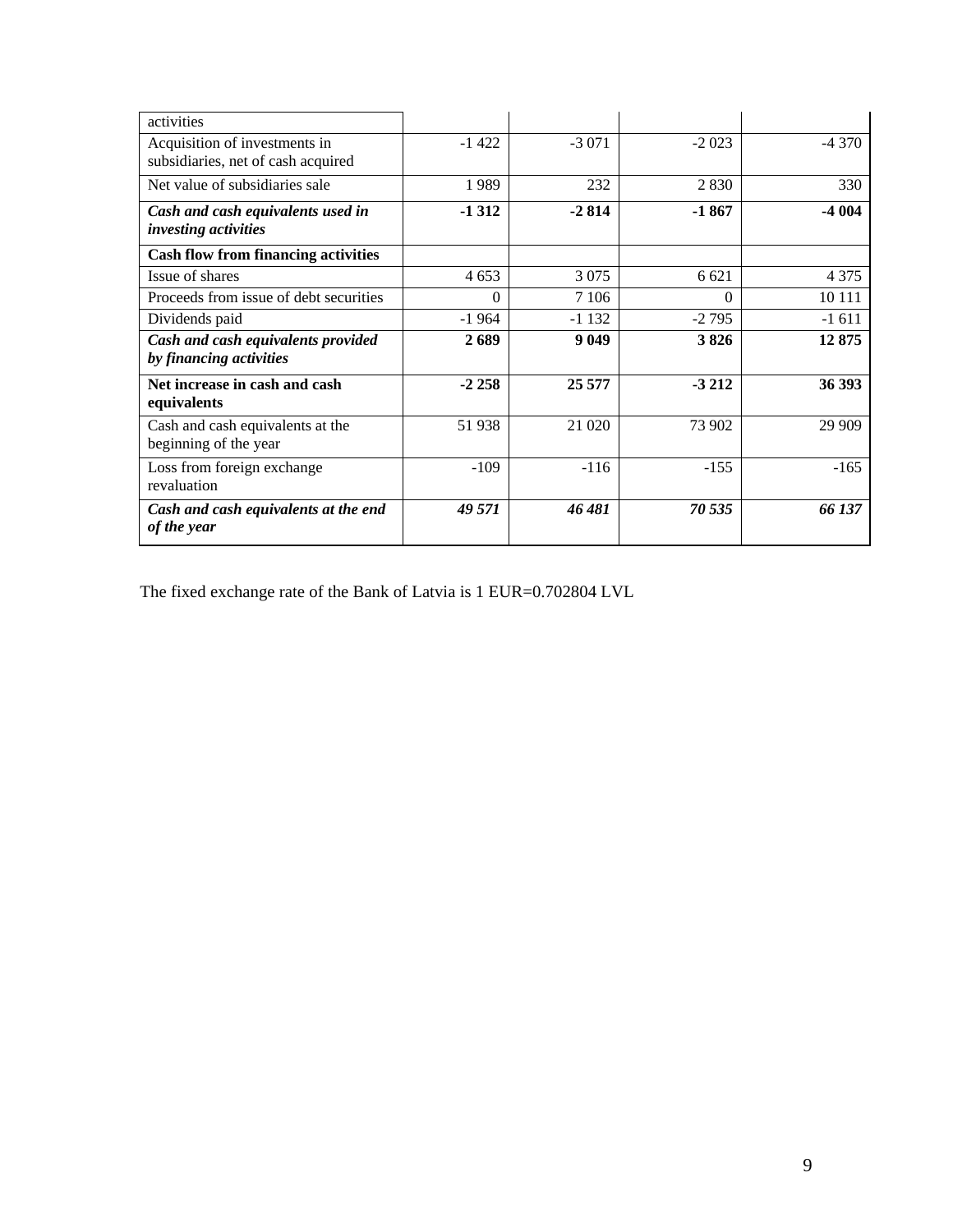| activities | | | | |
|---|---|---|---|---|
| Acquisition of investments in subsidiaries, net of cash acquired | -1 422 | -3 071 | -2 023 | -4 370 |
| Net value of subsidiaries sale | 1 989 | 232 | 2 830 | 330 |
| ***Cash and cash equivalents used in investing activities*** | **-1 312** | **-2 814** | **-1 867** | **-4 004** |
| **Cash flow from financing activities** | | | | |
| Issue of shares | 4 653 | 3 075 | 6 621 | 4 375 |
| Proceeds from issue of debt securities | 0 | 7 106 | 0 | 10 111 |
| Dividends paid | -1 964 | -1 132 | -2 795 | -1 611 |
| ***Cash and cash equivalents provided by financing activities*** | **2 689** | **9 049** | **3 826** | **12 875** |
| **Net increase in cash and cash equivalents** | **-2 258** | **25 577** | **-3 212** | **36 393** |
| Cash and cash equivalents at the beginning of the year | 51 938 | 21 020 | 73 902 | 29 909 |
| Loss from foreign exchange revaluation | -109 | -116 | -155 | -165 |
| ***Cash and cash equivalents at the end of the year*** | ***49 571*** | ***46 481*** | ***70 535*** | ***66 137*** |

The fixed exchange rate of the Bank of Latvia is 1 EUR=0.702804 LVL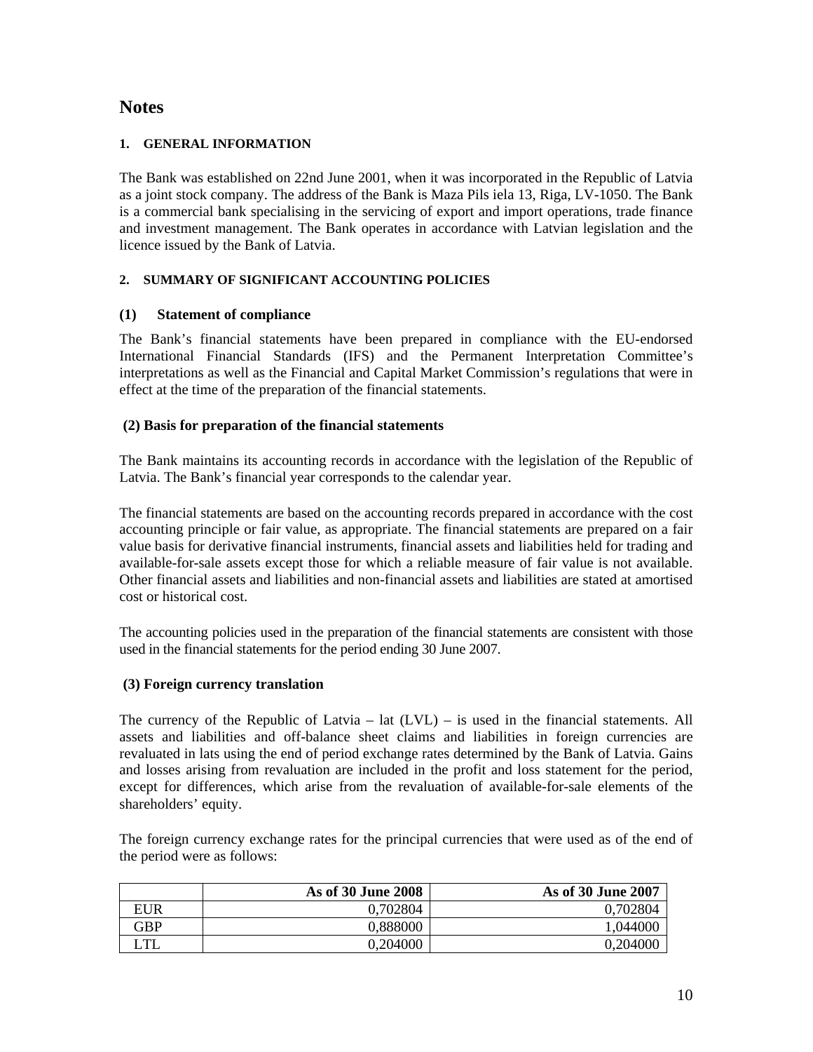# Notes

### 1. GENERAL INFORMATION

The Bank was established on 22nd June 2001, when it was incorporated in the Republic of Latvia as a joint stock company. The address of the Bank is Maza Pils iela 13, Riga, LV-1050. The Bank is a commercial bank specialising in the servicing of export and import operations, trade finance and investment management. The Bank operates in accordance with Latvian legislation and the licence issued by the Bank of Latvia.

### 2. SUMMARY OF SIGNIFICANT ACCOUNTING POLICIES

**(1) Statement of compliance**

The Bank's financial statements have been prepared in compliance with the EU-endorsed International Financial Standards (IFS) and the Permanent Interpretation Committee's interpretations as well as the Financial and Capital Market Commission's regulations that were in effect at the time of the preparation of the financial statements.

**(2) Basis for preparation of the financial statements**

The Bank maintains its accounting records in accordance with the legislation of the Republic of Latvia. The Bank's financial year corresponds to the calendar year.

The financial statements are based on the accounting records prepared in accordance with the cost accounting principle or fair value, as appropriate. The financial statements are prepared on a fair value basis for derivative financial instruments, financial assets and liabilities held for trading and available-for-sale assets except those for which a reliable measure of fair value is not available. Other financial assets and liabilities and non-financial assets and liabilities are stated at amortised cost or historical cost.

The accounting policies used in the preparation of the financial statements are consistent with those used in the financial statements for the period ending 30 June 2007.

**(3) Foreign currency translation**

The currency of the Republic of Latvia – lat (LVL) – is used in the financial statements. All assets and liabilities and off-balance sheet claims and liabilities in foreign currencies are revaluated in lats using the end of period exchange rates determined by the Bank of Latvia. Gains and losses arising from revaluation are included in the profit and loss statement for the period, except for differences, which arise from the revaluation of available-for-sale elements of the shareholders' equity.

The foreign currency exchange rates for the principal currencies that were used as of the end of the period were as follows:

| | As of 30 June 2008 | As of 30 June 2007 |
|---|---:|---:|
| EUR | 0,702804 | 0,702804 |
| GBP | 0,888000 | 1,044000 |
| LTL | 0,204000 | 0,204000 |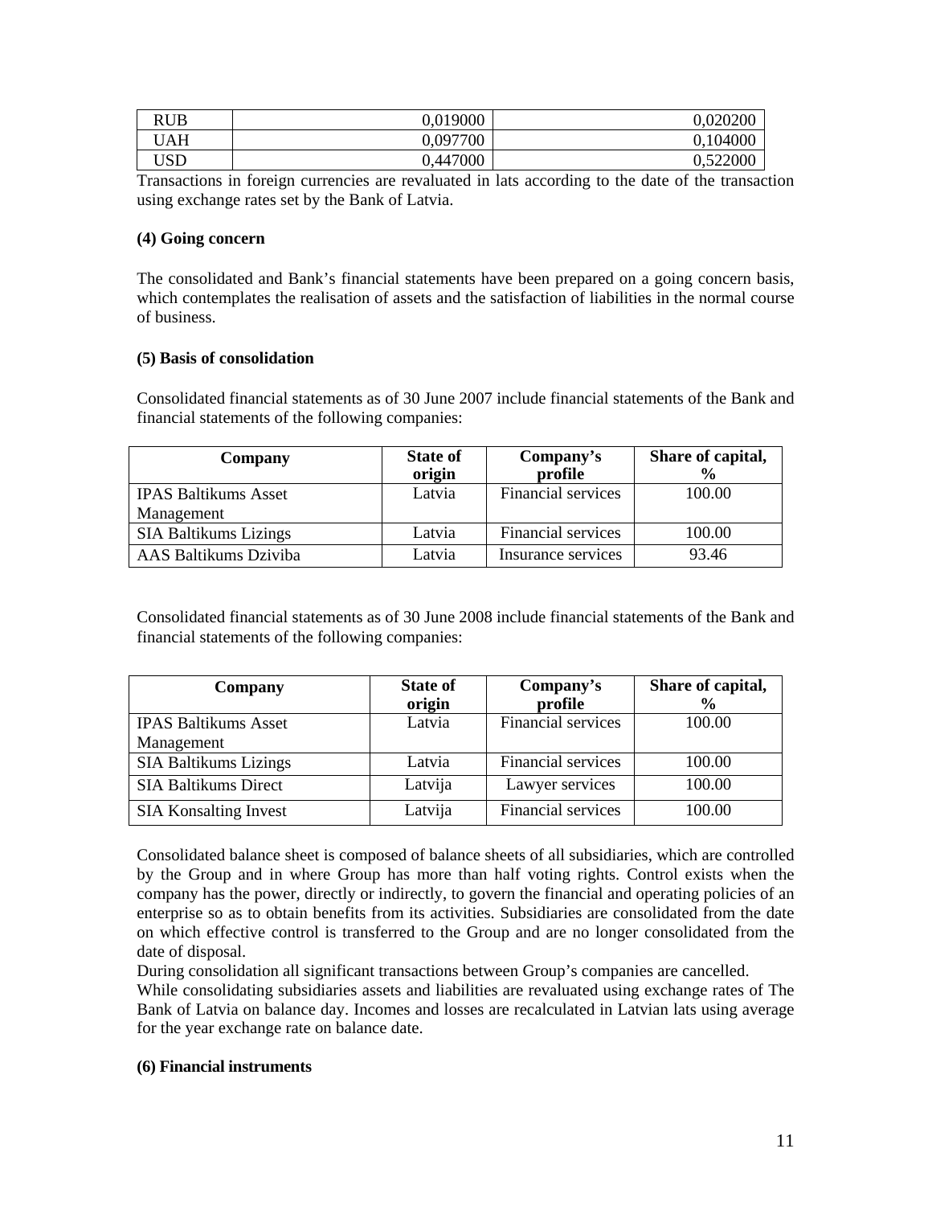| RUB | 0,019000 | 0,020200 |
|---|---|---|
| UAH | 0,097700 | 0,104000 |
| USD | 0,447000 | 0,522000 |

Transactions in foreign currencies are revaluated in lats according to the date of the transaction using exchange rates set by the Bank of Latvia.

**(4) Going concern**

The consolidated and Bank's financial statements have been prepared on a going concern basis, which contemplates the realisation of assets and the satisfaction of liabilities in the normal course of business.

**(5) Basis of consolidation**

Consolidated financial statements as of 30 June 2007 include financial statements of the Bank and financial statements of the following companies:

| Company | State of origin | Company's profile | Share of capital, % |
|---|---|---|---|
| IPAS Baltikums Asset Management | Latvia | Financial services | 100.00 |
| SIA Baltikums Lizings | Latvia | Financial services | 100.00 |
| AAS Baltikums Dziviba | Latvia | Insurance services | 93.46 |

Consolidated financial statements as of 30 June 2008 include financial statements of the Bank and financial statements of the following companies:

| Company | State of origin | Company's profile | Share of capital, % |
|---|---|---|---|
| IPAS Baltikums Asset Management | Latvia | Financial services | 100.00 |
| SIA Baltikums Lizings | Latvia | Financial services | 100.00 |
| SIA Baltikums Direct | Latvija | Lawyer services | 100.00 |
| SIA Konsalting Invest | Latvija | Financial services | 100.00 |

Consolidated balance sheet is composed of balance sheets of all subsidiaries, which are controlled by the Group and in where Group has more than half voting rights. Control exists when the company has the power, directly or indirectly, to govern the financial and operating policies of an enterprise so as to obtain benefits from its activities. Subsidiaries are consolidated from the date on which effective control is transferred to the Group and are no longer consolidated from the date of disposal.
During consolidation all significant transactions between Group's companies are cancelled.
While consolidating subsidiaries assets and liabilities are revaluated using exchange rates of The Bank of Latvia on balance day. Incomes and losses are recalculated in Latvian lats using average for the year exchange rate on balance date.

**(6) Financial instruments**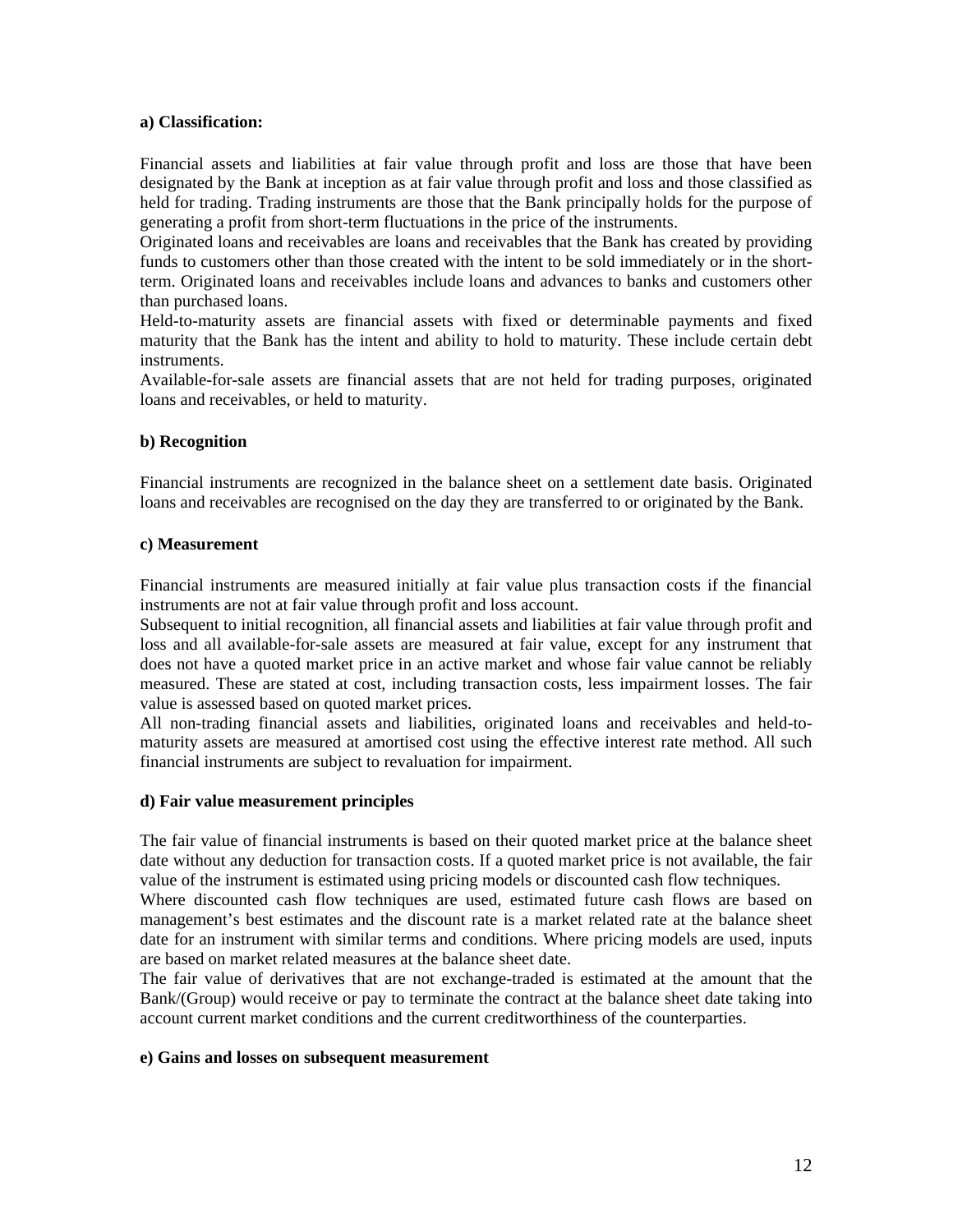**a) Classification:**

Financial assets and liabilities at fair value through profit and loss are those that have been designated by the Bank at inception as at fair value through profit and loss and those classified as held for trading. Trading instruments are those that the Bank principally holds for the purpose of generating a profit from short-term fluctuations in the price of the instruments.
Originated loans and receivables are loans and receivables that the Bank has created by providing funds to customers other than those created with the intent to be sold immediately or in the short-term. Originated loans and receivables include loans and advances to banks and customers other than purchased loans.
Held-to-maturity assets are financial assets with fixed or determinable payments and fixed maturity that the Bank has the intent and ability to hold to maturity. These include certain debt instruments.
Available-for-sale assets are financial assets that are not held for trading purposes, originated loans and receivables, or held to maturity.

**b) Recognition**

Financial instruments are recognized in the balance sheet on a settlement date basis. Originated loans and receivables are recognised on the day they are transferred to or originated by the Bank.

**c) Measurement**

Financial instruments are measured initially at fair value plus transaction costs if the financial instruments are not at fair value through profit and loss account.
Subsequent to initial recognition, all financial assets and liabilities at fair value through profit and loss and all available-for-sale assets are measured at fair value, except for any instrument that does not have a quoted market price in an active market and whose fair value cannot be reliably measured. These are stated at cost, including transaction costs, less impairment losses. The fair value is assessed based on quoted market prices.
All non-trading financial assets and liabilities, originated loans and receivables and held-to-maturity assets are measured at amortised cost using the effective interest rate method. All such financial instruments are subject to revaluation for impairment.

**d) Fair value measurement principles**

The fair value of financial instruments is based on their quoted market price at the balance sheet date without any deduction for transaction costs. If a quoted market price is not available, the fair value of the instrument is estimated using pricing models or discounted cash flow techniques.
Where discounted cash flow techniques are used, estimated future cash flows are based on management's best estimates and the discount rate is a market related rate at the balance sheet date for an instrument with similar terms and conditions. Where pricing models are used, inputs are based on market related measures at the balance sheet date.
The fair value of derivatives that are not exchange-traded is estimated at the amount that the Bank/(Group) would receive or pay to terminate the contract at the balance sheet date taking into account current market conditions and the current creditworthiness of the counterparties.

**e) Gains and losses on subsequent measurement**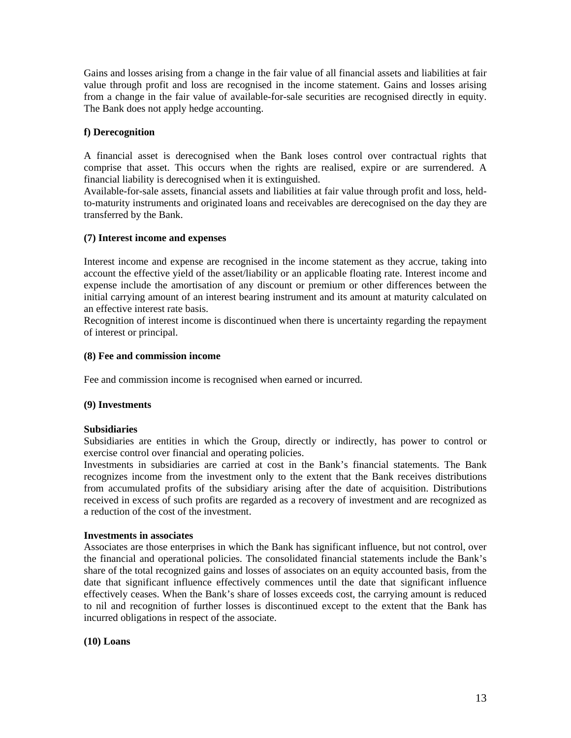Gains and losses arising from a change in the fair value of all financial assets and liabilities at fair value through profit and loss are recognised in the income statement. Gains and losses arising from a change in the fair value of available-for-sale securities are recognised directly in equity. The Bank does not apply hedge accounting.

**f) Derecognition**

A financial asset is derecognised when the Bank loses control over contractual rights that comprise that asset. This occurs when the rights are realised, expire or are surrendered. A financial liability is derecognised when it is extinguished.
Available-for-sale assets, financial assets and liabilities at fair value through profit and loss, held-to-maturity instruments and originated loans and receivables are derecognised on the day they are transferred by the Bank.

**(7) Interest income and expenses**

Interest income and expense are recognised in the income statement as they accrue, taking into account the effective yield of the asset/liability or an applicable floating rate. Interest income and expense include the amortisation of any discount or premium or other differences between the initial carrying amount of an interest bearing instrument and its amount at maturity calculated on an effective interest rate basis.
Recognition of interest income is discontinued when there is uncertainty regarding the repayment of interest or principal.

**(8) Fee and commission income**

Fee and commission income is recognised when earned or incurred.

**(9) Investments**

**Subsidiaries**
Subsidiaries are entities in which the Group, directly or indirectly, has power to control or exercise control over financial and operating policies.
Investments in subsidiaries are carried at cost in the Bank's financial statements. The Bank recognizes income from the investment only to the extent that the Bank receives distributions from accumulated profits of the subsidiary arising after the date of acquisition. Distributions received in excess of such profits are regarded as a recovery of investment and are recognized as a reduction of the cost of the investment.

**Investments in associates**
Associates are those enterprises in which the Bank has significant influence, but not control, over the financial and operational policies. The consolidated financial statements include the Bank's share of the total recognized gains and losses of associates on an equity accounted basis, from the date that significant influence effectively commences until the date that significant influence effectively ceases. When the Bank's share of losses exceeds cost, the carrying amount is reduced to nil and recognition of further losses is discontinued except to the extent that the Bank has incurred obligations in respect of the associate.

**(10) Loans**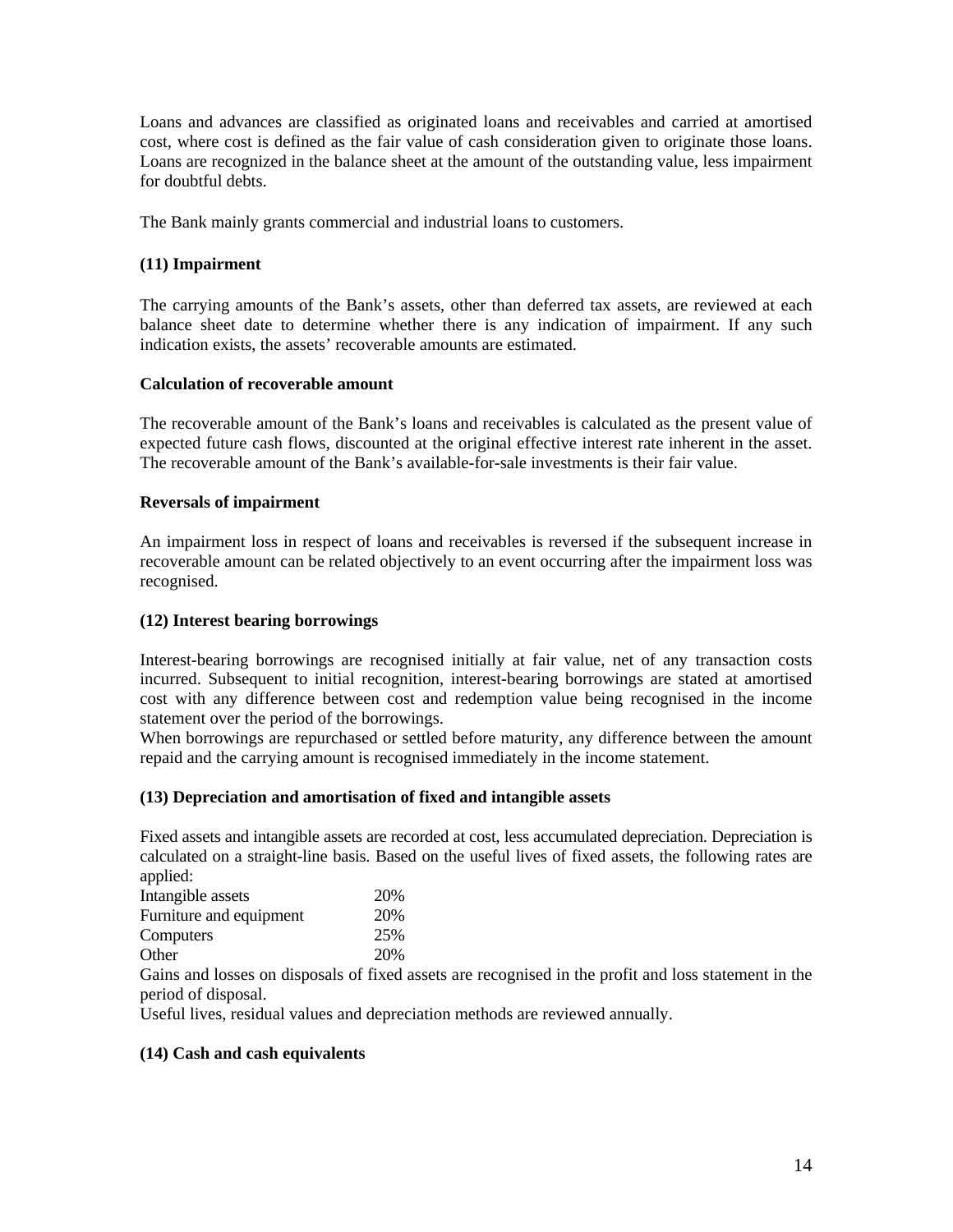Loans and advances are classified as originated loans and receivables and carried at amortised cost, where cost is defined as the fair value of cash consideration given to originate those loans. Loans are recognized in the balance sheet at the amount of the outstanding value, less impairment for doubtful debts.

The Bank mainly grants commercial and industrial loans to customers.

### (11) Impairment

The carrying amounts of the Bank's assets, other than deferred tax assets, are reviewed at each balance sheet date to determine whether there is any indication of impairment. If any such indication exists, the assets' recoverable amounts are estimated.

#### Calculation of recoverable amount

The recoverable amount of the Bank's loans and receivables is calculated as the present value of expected future cash flows, discounted at the original effective interest rate inherent in the asset. The recoverable amount of the Bank's available-for-sale investments is their fair value.

#### Reversals of impairment

An impairment loss in respect of loans and receivables is reversed if the subsequent increase in recoverable amount can be related objectively to an event occurring after the impairment loss was recognised.

### (12) Interest bearing borrowings

Interest-bearing borrowings are recognised initially at fair value, net of any transaction costs incurred. Subsequent to initial recognition, interest-bearing borrowings are stated at amortised cost with any difference between cost and redemption value being recognised in the income statement over the period of the borrowings.
When borrowings are repurchased or settled before maturity, any difference between the amount repaid and the carrying amount is recognised immediately in the income statement.

### (13) Depreciation and amortisation of fixed and intangible assets

Fixed assets and intangible assets are recorded at cost, less accumulated depreciation. Depreciation is calculated on a straight-line basis. Based on the useful lives of fixed assets, the following rates are applied:

| | |
|---|---|
| Intangible assets | 20% |
| Furniture and equipment | 20% |
| Computers | 25% |
| Other | 20% |

Gains and losses on disposals of fixed assets are recognised in the profit and loss statement in the period of disposal.
Useful lives, residual values and depreciation methods are reviewed annually.

### (14) Cash and cash equivalents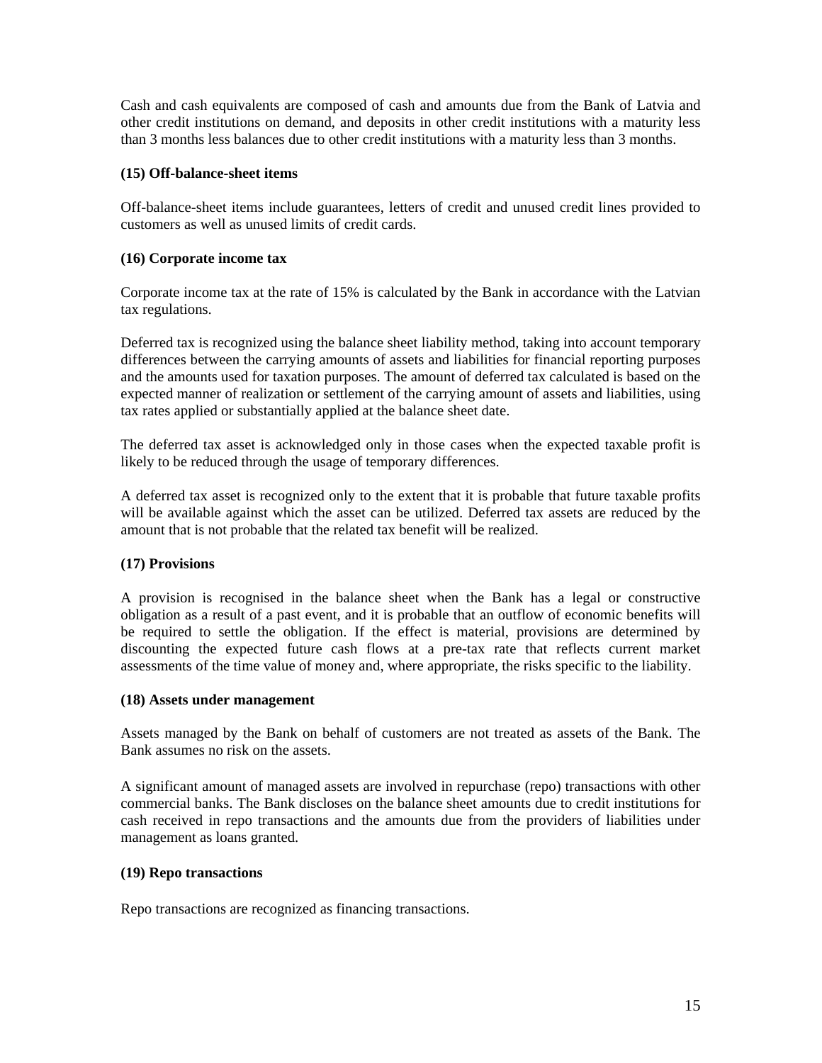Cash and cash equivalents are composed of cash and amounts due from the Bank of Latvia and other credit institutions on demand, and deposits in other credit institutions with a maturity less than 3 months less balances due to other credit institutions with a maturity less than 3 months.

**(15) Off-balance-sheet items**

Off-balance-sheet items include guarantees, letters of credit and unused credit lines provided to customers as well as unused limits of credit cards.

**(16) Corporate income tax**

Corporate income tax at the rate of 15% is calculated by the Bank in accordance with the Latvian tax regulations.

Deferred tax is recognized using the balance sheet liability method, taking into account temporary differences between the carrying amounts of assets and liabilities for financial reporting purposes and the amounts used for taxation purposes. The amount of deferred tax calculated is based on the expected manner of realization or settlement of the carrying amount of assets and liabilities, using tax rates applied or substantially applied at the balance sheet date.

The deferred tax asset is acknowledged only in those cases when the expected taxable profit is likely to be reduced through the usage of temporary differences.

A deferred tax asset is recognized only to the extent that it is probable that future taxable profits will be available against which the asset can be utilized. Deferred tax assets are reduced by the amount that is not probable that the related tax benefit will be realized.

**(17) Provisions**

A provision is recognised in the balance sheet when the Bank has a legal or constructive obligation as a result of a past event, and it is probable that an outflow of economic benefits will be required to settle the obligation. If the effect is material, provisions are determined by discounting the expected future cash flows at a pre-tax rate that reflects current market assessments of the time value of money and, where appropriate, the risks specific to the liability.

**(18) Assets under management**

Assets managed by the Bank on behalf of customers are not treated as assets of the Bank. The Bank assumes no risk on the assets.

A significant amount of managed assets are involved in repurchase (repo) transactions with other commercial banks. The Bank discloses on the balance sheet amounts due to credit institutions for cash received in repo transactions and the amounts due from the providers of liabilities under management as loans granted.

**(19) Repo transactions**

Repo transactions are recognized as financing transactions.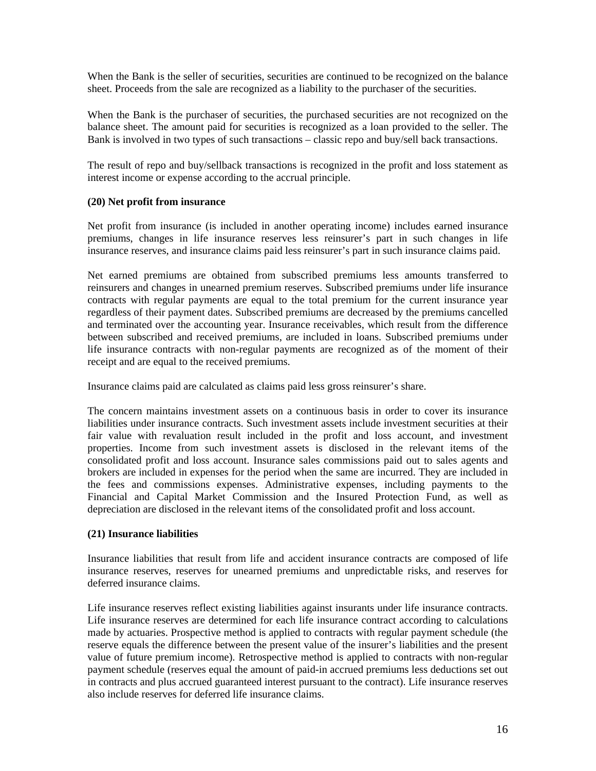When the Bank is the seller of securities, securities are continued to be recognized on the balance sheet. Proceeds from the sale are recognized as a liability to the purchaser of the securities.

When the Bank is the purchaser of securities, the purchased securities are not recognized on the balance sheet. The amount paid for securities is recognized as a loan provided to the seller. The Bank is involved in two types of such transactions – classic repo and buy/sell back transactions.

The result of repo and buy/sellback transactions is recognized in the profit and loss statement as interest income or expense according to the accrual principle.

**(20) Net profit from insurance**

Net profit from insurance (is included in another operating income) includes earned insurance premiums, changes in life insurance reserves less reinsurer's part in such changes in life insurance reserves, and insurance claims paid less reinsurer's part in such insurance claims paid.

Net earned premiums are obtained from subscribed premiums less amounts transferred to reinsurers and changes in unearned premium reserves. Subscribed premiums under life insurance contracts with regular payments are equal to the total premium for the current insurance year regardless of their payment dates. Subscribed premiums are decreased by the premiums cancelled and terminated over the accounting year. Insurance receivables, which result from the difference between subscribed and received premiums, are included in loans. Subscribed premiums under life insurance contracts with non-regular payments are recognized as of the moment of their receipt and are equal to the received premiums.

Insurance claims paid are calculated as claims paid less gross reinsurer's share.

The concern maintains investment assets on a continuous basis in order to cover its insurance liabilities under insurance contracts. Such investment assets include investment securities at their fair value with revaluation result included in the profit and loss account, and investment properties. Income from such investment assets is disclosed in the relevant items of the consolidated profit and loss account. Insurance sales commissions paid out to sales agents and brokers are included in expenses for the period when the same are incurred. They are included in the fees and commissions expenses. Administrative expenses, including payments to the Financial and Capital Market Commission and the Insured Protection Fund, as well as depreciation are disclosed in the relevant items of the consolidated profit and loss account.

**(21) Insurance liabilities**

Insurance liabilities that result from life and accident insurance contracts are composed of life insurance reserves, reserves for unearned premiums and unpredictable risks, and reserves for deferred insurance claims.

Life insurance reserves reflect existing liabilities against insurants under life insurance contracts. Life insurance reserves are determined for each life insurance contract according to calculations made by actuaries. Prospective method is applied to contracts with regular payment schedule (the reserve equals the difference between the present value of the insurer's liabilities and the present value of future premium income). Retrospective method is applied to contracts with non-regular payment schedule (reserves equal the amount of paid-in accrued premiums less deductions set out in contracts and plus accrued guaranteed interest pursuant to the contract). Life insurance reserves also include reserves for deferred life insurance claims.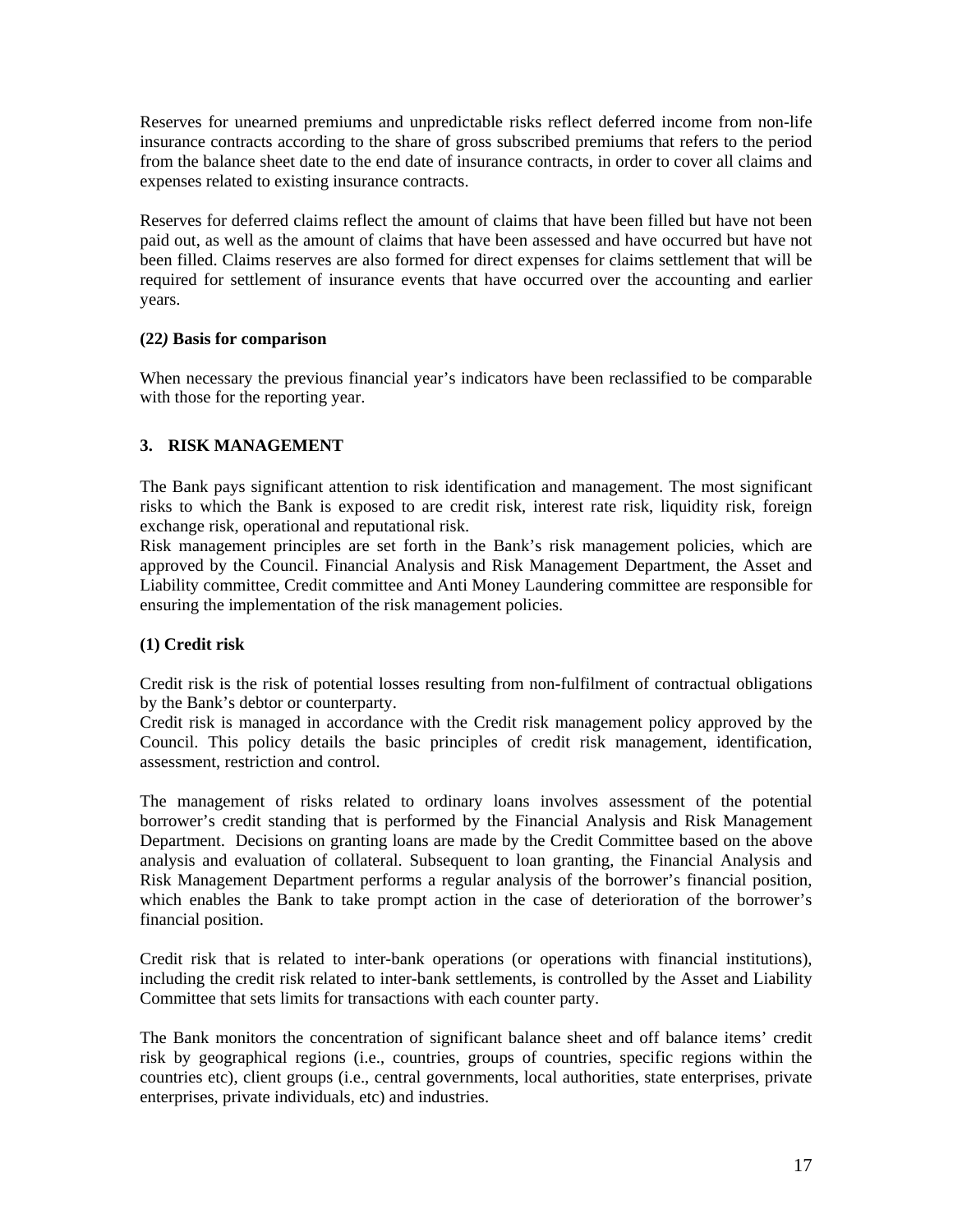Reserves for unearned premiums and unpredictable risks reflect deferred income from non-life insurance contracts according to the share of gross subscribed premiums that refers to the period from the balance sheet date to the end date of insurance contracts, in order to cover all claims and expenses related to existing insurance contracts.

Reserves for deferred claims reflect the amount of claims that have been filled but have not been paid out, as well as the amount of claims that have been assessed and have occurred but have not been filled. Claims reserves are also formed for direct expenses for claims settlement that will be required for settlement of insurance events that have occurred over the accounting and earlier years.

**(22*)* Basis for comparison**

When necessary the previous financial year's indicators have been reclassified to be comparable with those for the reporting year.

## 3. RISK MANAGEMENT

The Bank pays significant attention to risk identification and management. The most significant risks to which the Bank is exposed to are credit risk, interest rate risk, liquidity risk, foreign exchange risk, operational and reputational risk.

Risk management principles are set forth in the Bank's risk management policies, which are approved by the Council. Financial Analysis and Risk Management Department, the Asset and Liability committee, Credit committee and Anti Money Laundering committee are responsible for ensuring the implementation of the risk management policies.

**(1) Credit risk**

Credit risk is the risk of potential losses resulting from non-fulfilment of contractual obligations by the Bank's debtor or counterparty.

Credit risk is managed in accordance with the Credit risk management policy approved by the Council. This policy details the basic principles of credit risk management, identification, assessment, restriction and control.

The management of risks related to ordinary loans involves assessment of the potential borrower's credit standing that is performed by the Financial Analysis and Risk Management Department. Decisions on granting loans are made by the Credit Committee based on the above analysis and evaluation of collateral. Subsequent to loan granting, the Financial Analysis and Risk Management Department performs a regular analysis of the borrower's financial position, which enables the Bank to take prompt action in the case of deterioration of the borrower's financial position.

Credit risk that is related to inter-bank operations (or operations with financial institutions), including the credit risk related to inter-bank settlements, is controlled by the Asset and Liability Committee that sets limits for transactions with each counter party.

The Bank monitors the concentration of significant balance sheet and off balance items' credit risk by geographical regions (i.e., countries, groups of countries, specific regions within the countries etc), client groups (i.e., central governments, local authorities, state enterprises, private enterprises, private individuals, etc) and industries.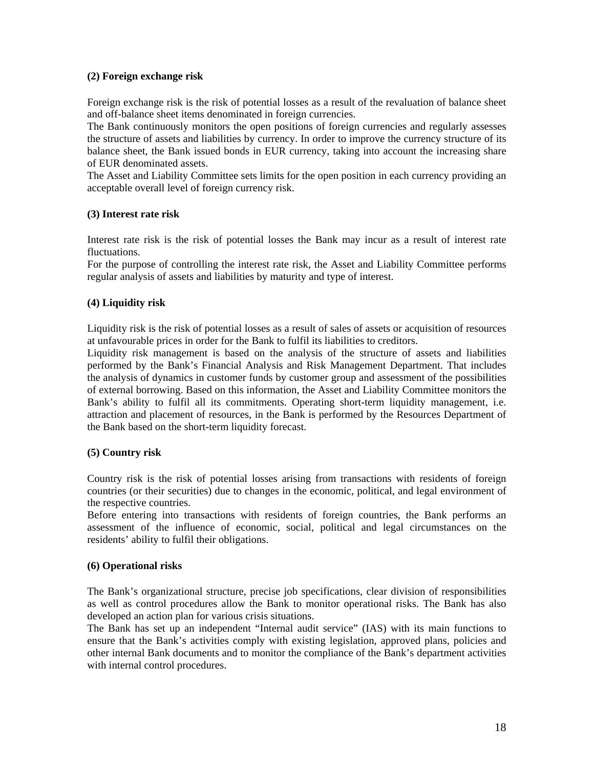**(2) Foreign exchange risk**

Foreign exchange risk is the risk of potential losses as a result of the revaluation of balance sheet and off-balance sheet items denominated in foreign currencies.
The Bank continuously monitors the open positions of foreign currencies and regularly assesses the structure of assets and liabilities by currency. In order to improve the currency structure of its balance sheet, the Bank issued bonds in EUR currency, taking into account the increasing share of EUR denominated assets.
The Asset and Liability Committee sets limits for the open position in each currency providing an acceptable overall level of foreign currency risk.

**(3) Interest rate risk**

Interest rate risk is the risk of potential losses the Bank may incur as a result of interest rate fluctuations.
For the purpose of controlling the interest rate risk, the Asset and Liability Committee performs regular analysis of assets and liabilities by maturity and type of interest.

**(4) Liquidity risk**

Liquidity risk is the risk of potential losses as a result of sales of assets or acquisition of resources at unfavourable prices in order for the Bank to fulfil its liabilities to creditors.
Liquidity risk management is based on the analysis of the structure of assets and liabilities performed by the Bank's Financial Analysis and Risk Management Department. That includes the analysis of dynamics in customer funds by customer group and assessment of the possibilities of external borrowing. Based on this information, the Asset and Liability Committee monitors the Bank's ability to fulfil all its commitments. Operating short-term liquidity management, i.e. attraction and placement of resources, in the Bank is performed by the Resources Department of the Bank based on the short-term liquidity forecast.

**(5) Country risk**

Country risk is the risk of potential losses arising from transactions with residents of foreign countries (or their securities) due to changes in the economic, political, and legal environment of the respective countries.
Before entering into transactions with residents of foreign countries, the Bank performs an assessment of the influence of economic, social, political and legal circumstances on the residents' ability to fulfil their obligations.

**(6) Operational risks**

The Bank's organizational structure, precise job specifications, clear division of responsibilities as well as control procedures allow the Bank to monitor operational risks. The Bank has also developed an action plan for various crisis situations.
The Bank has set up an independent "Internal audit service" (IAS) with its main functions to ensure that the Bank's activities comply with existing legislation, approved plans, policies and other internal Bank documents and to monitor the compliance of the Bank's department activities with internal control procedures.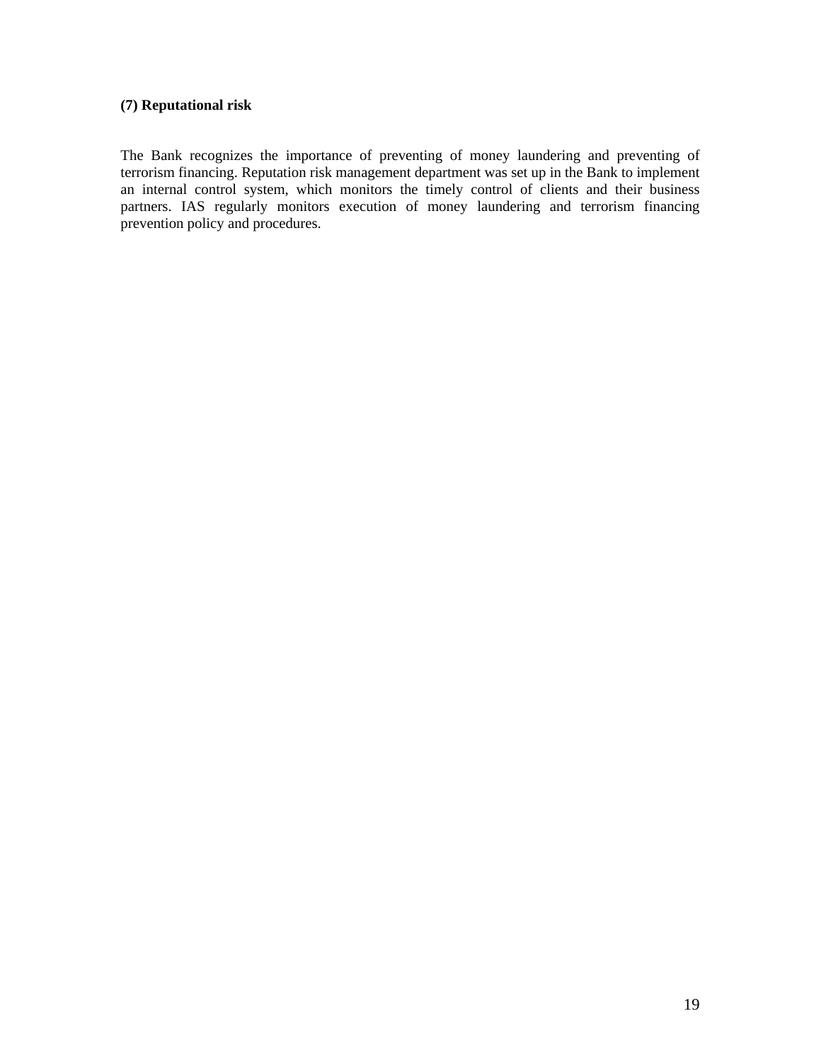**(7) Reputational risk**

The Bank recognizes the importance of preventing of money laundering and preventing of terrorism financing. Reputation risk management department was set up in the Bank to implement an internal control system, which monitors the timely control of clients and their business partners. IAS regularly monitors execution of money laundering and terrorism financing prevention policy and procedures.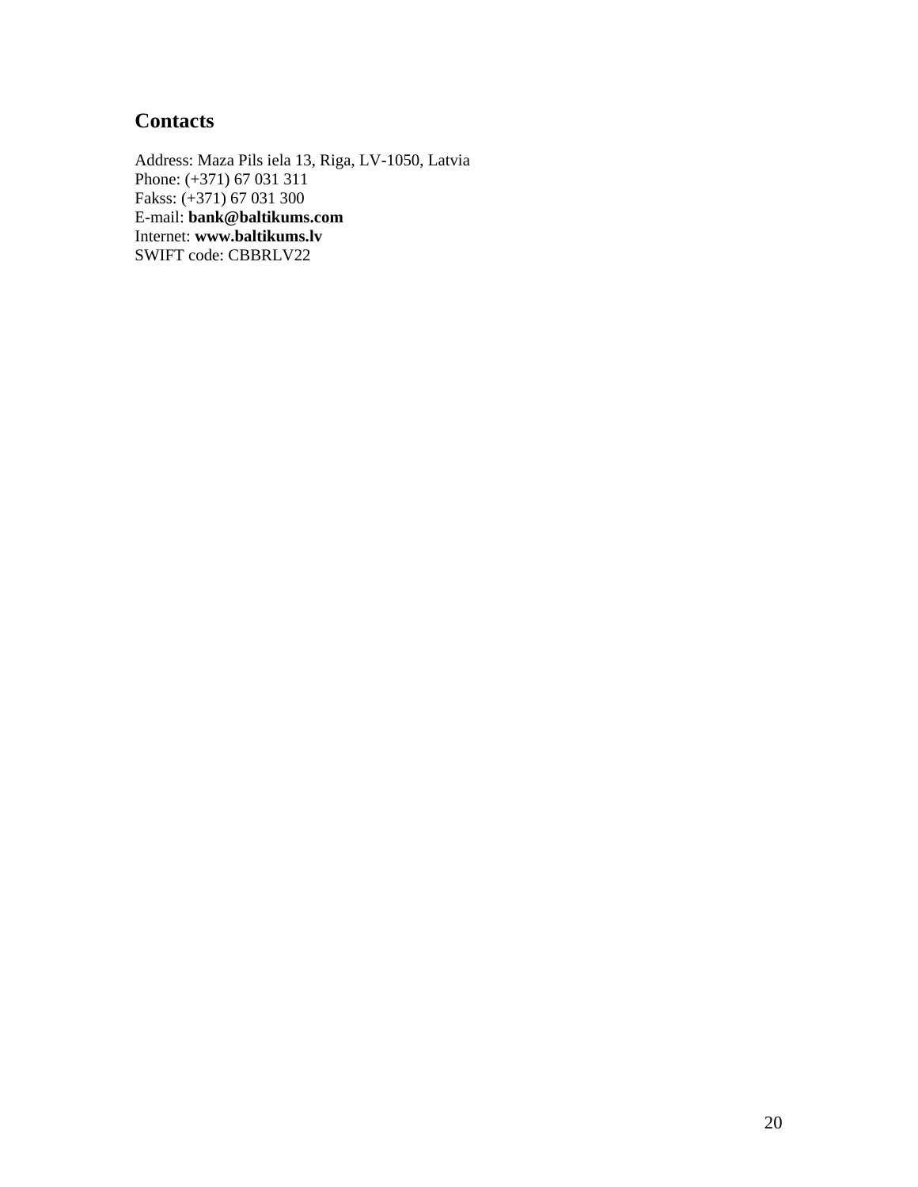## Contacts

Address: Maza Pils iela 13, Riga, LV-1050, Latvia
Phone: (+371) 67 031 311
Fakss: (+371) 67 031 300
E-mail: **bank@baltikums.com**
Internet: **www.baltikums.lv**
SWIFT code: CBBRLV22